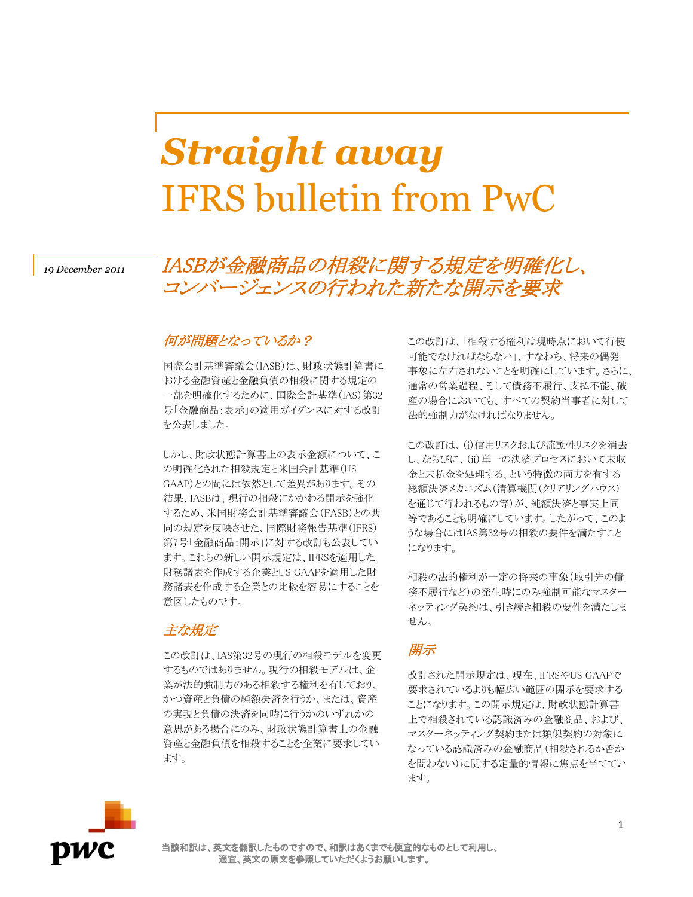# Straight away
# IFRS bulletin from PwC

*19 December 2011*

## *IASBが金融商品の相殺に関する規定を明確化し、コンバージェンスの行われた新たな開示を要求*

### *何が問題となっているか？*

国際会計基準審議会（IASB）は、財政状態計算書における金融資産と金融負債の相殺に関する規定の一部を明確化するために、国際会計基準（IAS）第32号「金融商品：表示」の適用ガイダンスに対する改訂を公表しました。

しかし、財政状態計算書上の表示金額について、この明確化された相殺規定と米国会計基準（US GAAP）との間には依然として差異があります。その結果、IASBは、現行の相殺にかかわる開示を強化するため、米国財務会計基準審議会（FASB）との共同の規定を反映させた、国際財務報告基準（IFRS）第7号「金融商品：開示」に対する改訂も公表しています。これらの新しい開示規定は、IFRSを適用した財務諸表を作成する企業とUS GAAPを適用した財務諸表を作成する企業との比較を容易にすることを意図したものです。

### *主な規定*

この改訂は、IAS第32号の現行の相殺モデルを変更するものではありません。現行の相殺モデルは、企業が法的強制力のある相殺する権利を有しており、かつ資産と負債の純額決済を行うか、または、資産の実現と負債の決済を同時に行うかのいずれかの意思がある場合にのみ、財政状態計算書上の金融資産と金融負債を相殺することを企業に要求しています。

この改訂は、「相殺する権利は現時点において行使可能でなければならない」、すなわち、将来の偶発事象に左右されないことを明確にしています。さらに、通常の営業過程、そして債務不履行、支払不能、破産の場合においても、すべての契約当事者に対して法的強制力がなければなりません。

この改訂は、(i)信用リスクおよび流動性リスクを消去し、ならびに、(ii)単一の決済プロセスにおいて未収金と未払金を処理する、という特徴の両方を有する総額決済メカニズム（清算機関（クリアリングハウス）を通じて行われるもの等）が、純額決済と事実上同等であることも明確にしています。したがって、このような場合にはIAS第32号の相殺の要件を満たすことになります。

相殺の法的権利が一定の将来の事象（取引先の債務不履行など）の発生時にのみ強制可能なマスターネッティング契約は、引き続き相殺の要件を満たしません。

### *開示*

改訂された開示規定は、現在、IFRSやUS GAAPで要求されているよりも幅広い範囲の開示を要求することになります。この開示規定は、財政状態計算書上で相殺されている認識済みの金融商品、および、マスターネッティング契約または類似契約の対象になっている認識済みの金融商品（相殺されるか否かを問わない）に関する定量的情報に焦点を当てています。

**当該和訳は、英文を翻訳したものですので、和訳はあくまでも便宜的なものとして利用し、適宜、英文の原文を参照していただくようお願いします。**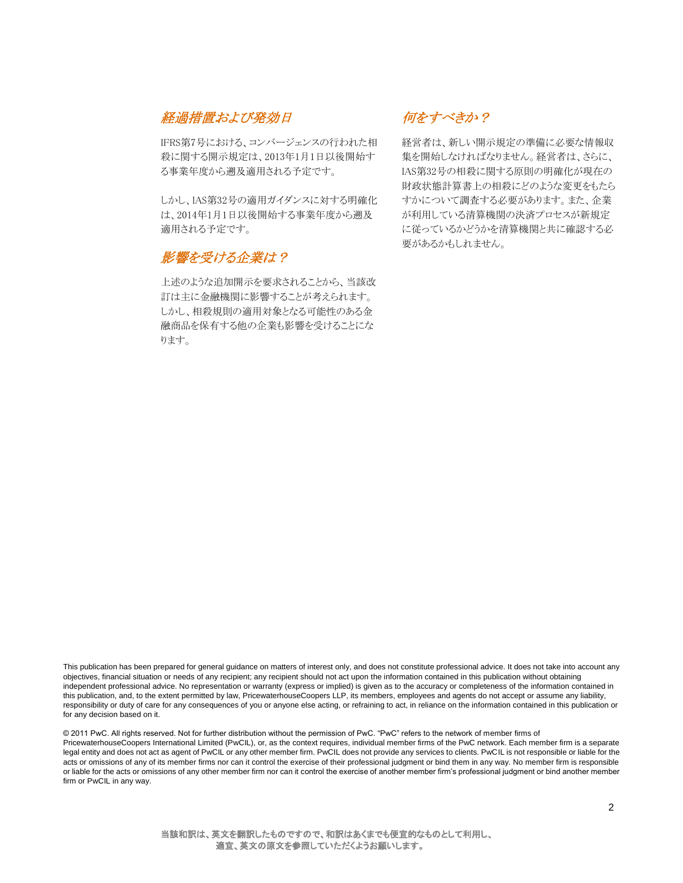## *経過措置および発効日*

IFRS第7号における、コンバージェンスの行われた相殺に関する開示規定は、2013年1月1日以後開始する事業年度から遡及適用される予定です。

しかし、IAS第32号の適用ガイダンスに対する明確化は、2014年1月1日以後開始する事業年度から遡及適用される予定です。

## *影響を受ける企業は？*

上述のような追加開示を要求されることから、当該改訂は主に金融機関に影響することが考えられます。しかし、相殺規則の適用対象となる可能性のある金融商品を保有する他の企業も影響を受けることになります。

## *何をすべきか？*

経営者は、新しい開示規定の準備に必要な情報収集を開始しなければなりません。経営者は、さらに、IAS第32号の相殺に関する原則の明確化が現在の財政状態計算書上の相殺にどのような変更をもたらすかについて調査する必要があります。また、企業が利用している清算機関の決済プロセスが新規定に従っているかどうかを清算機関と共に確認する必要があるかもしれません。

This publication has been prepared for general guidance on matters of interest only, and does not constitute professional advice. It does not take into account any objectives, financial situation or needs of any recipient; any recipient should not act upon the information contained in this publication without obtaining independent professional advice. No representation or warranty (express or implied) is given as to the accuracy or completeness of the information contained in this publication, and, to the extent permitted by law, PricewaterhouseCoopers LLP, its members, employees and agents do not accept or assume any liability, responsibility or duty of care for any consequences of you or anyone else acting, or refraining to act, in reliance on the information contained in this publication or for any decision based on it.

© 2011 PwC. All rights reserved. Not for further distribution without the permission of PwC. "PwC" refers to the network of member firms of PricewaterhouseCoopers International Limited (PwCIL), or, as the context requires, individual member firms of the PwC network. Each member firm is a separate legal entity and does not act as agent of PwCIL or any other member firm. PwCIL does not provide any services to clients. PwCIL is not responsible or liable for the acts or omissions of any of its member firms nor can it control the exercise of their professional judgment or bind them in any way. No member firm is responsible or liable for the acts or omissions of any other member firm nor can it control the exercise of another member firm's professional judgment or bind another member firm or PwCIL in any way.

**当該和訳は、英文を翻訳したものですので、和訳はあくまでも便宜的なものとして利用し、適宜、英文の原文を参照していただくようお願いします。**